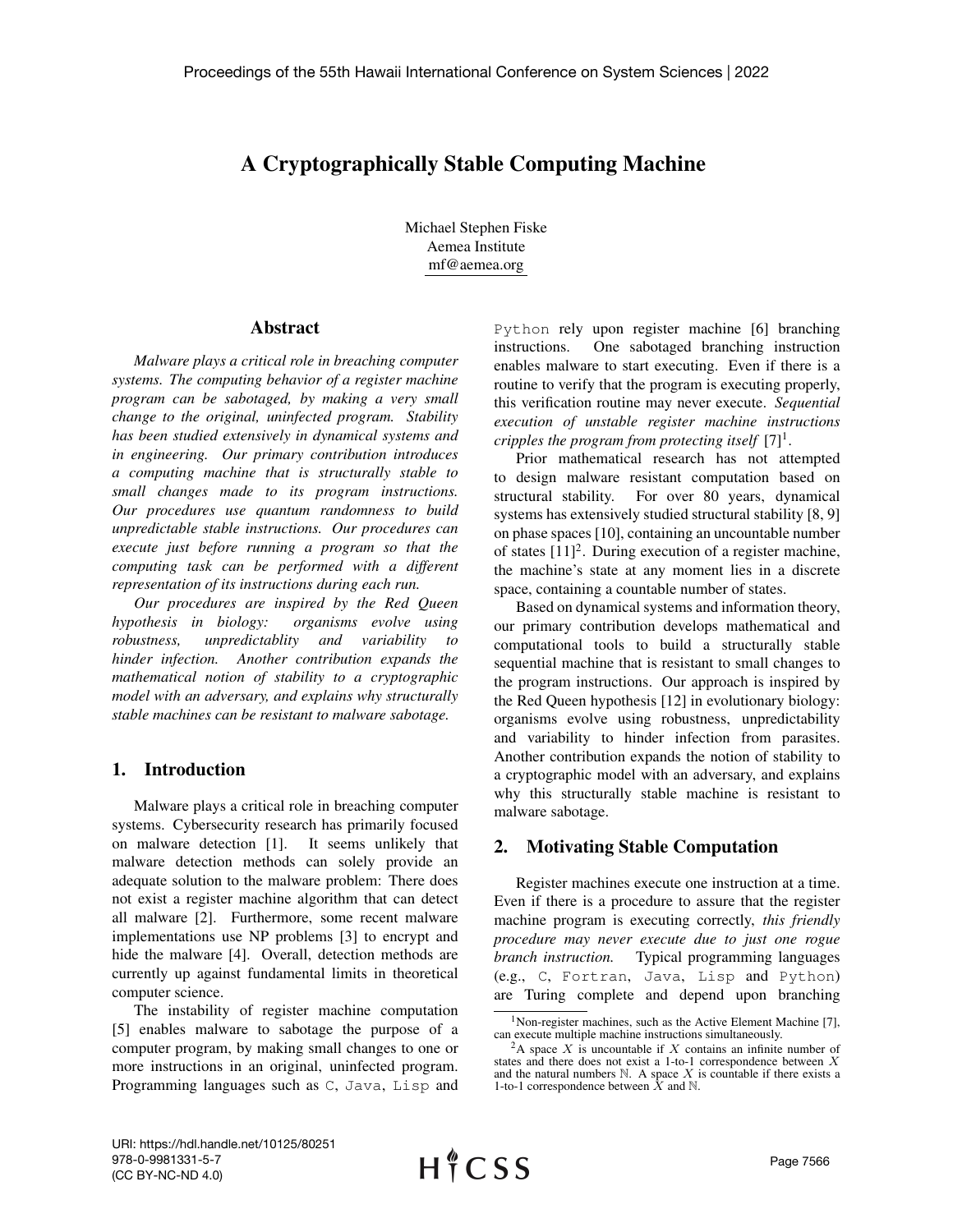# A Cryptographically Stable Computing Machine

Michael Stephen Fiske
Aemea Institute
mf@aemea.org

## Abstract

*Malware plays a critical role in breaching computer systems. The computing behavior of a register machine program can be sabotaged, by making a very small change to the original, uninfected program. Stability has been studied extensively in dynamical systems and in engineering. Our primary contribution introduces a computing machine that is structurally stable to small changes made to its program instructions. Our procedures use quantum randomness to build unpredictable stable instructions. Our procedures can execute just before running a program so that the computing task can be performed with a different representation of its instructions during each run.*

*Our procedures are inspired by the Red Queen hypothesis in biology: organisms evolve using robustness, unpredictablity and variability to hinder infection. Another contribution expands the mathematical notion of stability to a cryptographic model with an adversary, and explains why structurally stable machines can be resistant to malware sabotage.*

## 1. Introduction

Malware plays a critical role in breaching computer systems. Cybersecurity research has primarily focused on malware detection [1]. It seems unlikely that malware detection methods can solely provide an adequate solution to the malware problem: There does not exist a register machine algorithm that can detect all malware [2]. Furthermore, some recent malware implementations use NP problems [3] to encrypt and hide the malware [4]. Overall, detection methods are currently up against fundamental limits in theoretical computer science.

The instability of register machine computation [5] enables malware to sabotage the purpose of a computer program, by making small changes to one or more instructions in an original, uninfected program. Programming languages such as `C`, `Java`, `Lisp` and `Python` rely upon register machine [6] branching instructions. One sabotaged branching instruction enables malware to start executing. Even if there is a routine to verify that the program is executing properly, this verification routine may never execute. *Sequential execution of unstable register machine instructions cripples the program from protecting itself* [7][1].

Prior mathematical research has not attempted to design malware resistant computation based on structural stability. For over 80 years, dynamical systems has extensively studied structural stability [8, 9] on phase spaces [10], containing an uncountable number of states [11][2]. During execution of a register machine, the machine's state at any moment lies in a discrete space, containing a countable number of states.

Based on dynamical systems and information theory, our primary contribution develops mathematical and computational tools to build a structurally stable sequential machine that is resistant to small changes to the program instructions. Our approach is inspired by the Red Queen hypothesis [12] in evolutionary biology: organisms evolve using robustness, unpredictability and variability to hinder infection from parasites. Another contribution expands the notion of stability to a cryptographic model with an adversary, and explains why this structurally stable machine is resistant to malware sabotage.

## 2. Motivating Stable Computation

Register machines execute one instruction at a time. Even if there is a procedure to assure that the register machine program is executing correctly, *this friendly procedure may never execute due to just one rogue branch instruction.* Typical programming languages (e.g., `C`, `Fortran`, `Java`, `Lisp` and `Python`) are Turing complete and depend upon branching

---

[1] Non-register machines, such as the Active Element Machine [7], can execute multiple machine instructions simultaneously.

[2] A space $X$ is uncountable if $X$ contains an infinite number of states and there does not exist a 1-to-1 correspondence between $X$ and the natural numbers $\mathbb{N}$. A space $X$ is countable if there exists a 1-to-1 correspondence between $X$ and $\mathbb{N}$.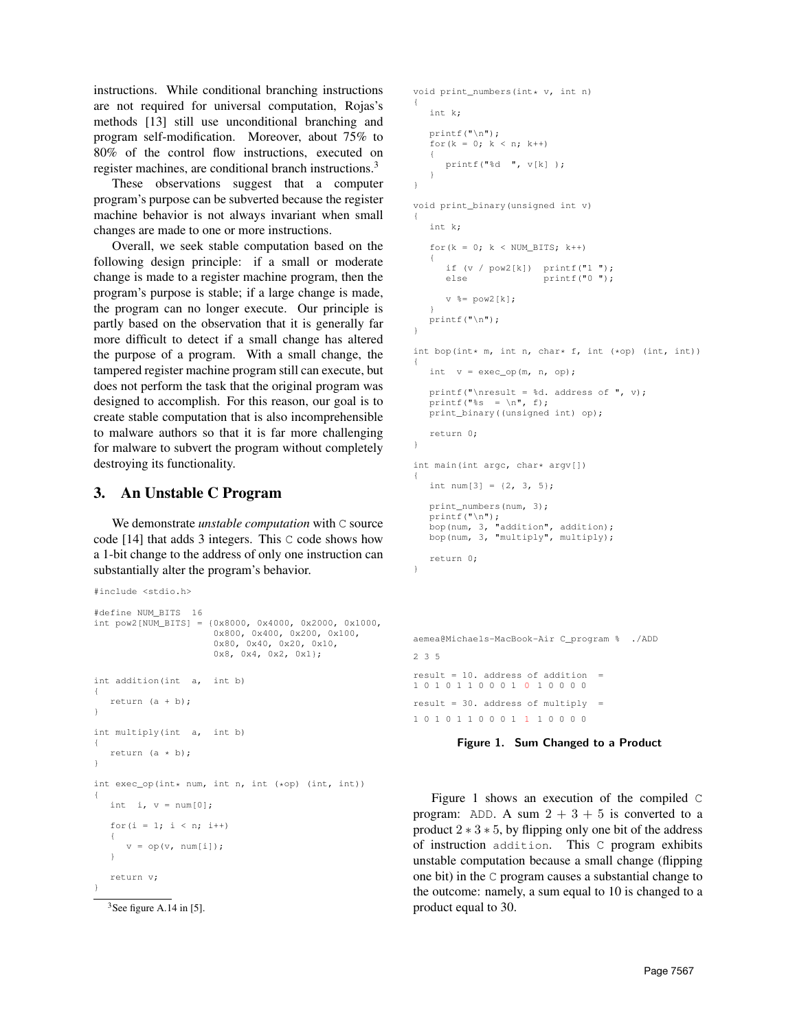instructions. While conditional branching instructions are not required for universal computation, Rojas's methods [13] still use unconditional branching and program self-modification. Moreover, about 75% to 80% of the control flow instructions, executed on register machines, are conditional branch instructions.[3]

These observations suggest that a computer program's purpose can be subverted because the register machine behavior is not always invariant when small changes are made to one or more instructions.

Overall, we seek stable computation based on the following design principle: if a small or moderate change is made to a register machine program, then the program's purpose is stable; if a large change is made, the program can no longer execute. Our principle is partly based on the observation that it is generally far more difficult to detect if a small change has altered the purpose of a program. With a small change, the tampered register machine program still can execute, but does not perform the task that the original program was designed to accomplish. For this reason, our goal is to create stable computation that is also incomprehensible to malware authors so that it is far more challenging for malware to subvert the program without completely destroying its functionality.

## 3. An Unstable C Program

We demonstrate *unstable computation* with C source code [14] that adds 3 integers. This C code shows how a 1-bit change to the address of only one instruction can substantially alter the program's behavior.

```
#include <stdio.h>

#define NUM_BITS  16
int pow2[NUM_BITS] = {0x8000, 0x4000, 0x2000, 0x1000,
                      0x800, 0x400, 0x200, 0x100,
                      0x80, 0x40, 0x20, 0x10,
                      0x8, 0x4, 0x2, 0x1};

int addition(int  a,  int b)
{
   return (a + b);
}

int multiply(int  a,  int b)
{
   return (a * b);
}

int exec_op(int* num, int n, int (*op) (int, int))
{
   int  i, v = num[0];

   for(i = 1; i < n; i++)
   {
      v = op(v, num[i]);
   }

   return v;
}

void print_numbers(int* v, int n)
{
   int k;

   printf("\n");
   for(k = 0; k < n; k++)
   {
      printf("%d  ", v[k] );
   }
}

void print_binary(unsigned int v)
{
   int k;

   for(k = 0; k < NUM_BITS; k++)
   {
      if (v / pow2[k])  printf("1 ");
      else              printf("0 ");

      v %= pow2[k];
   }
   printf("\n");
}

int bop(int* m, int n, char* f, int (*op) (int, int))
{
   int  v = exec_op(m, n, op);

   printf("\nresult = %d. address of ", v);
   printf("%s  = \n", f);
   print_binary((unsigned int) op);

   return 0;
}

int main(int argc, char* argv[])
{
   int num[3] = {2, 3, 5};

   print_numbers(num, 3);
   printf("\n");
   bop(num, 3, "addition", addition);
   bop(num, 3, "multiply", multiply);

   return 0;
}
```

```
aemea@Michaels-MacBook-Air C_program %  ./ADD
2 3 5

result = 10. address of addition  =
1 0 1 0 1 1 0 0 0 1 0 1 0 0 0 0

result = 30. address of multiply  =
1 0 1 0 1 1 0 0 0 1 1 1 0 0 0 0
```

**Figure 1. Sum Changed to a Product**

Figure 1 shows an execution of the compiled C program: ADD. A sum $2 + 3 + 5$ is converted to a product $2 * 3 * 5$, by flipping only one bit of the address of instruction addition. This C program exhibits unstable computation because a small change (flipping one bit) in the C program causes a substantial change to the outcome: namely, a sum equal to 10 is changed to a product equal to 30.

[3] See figure A.14 in [5].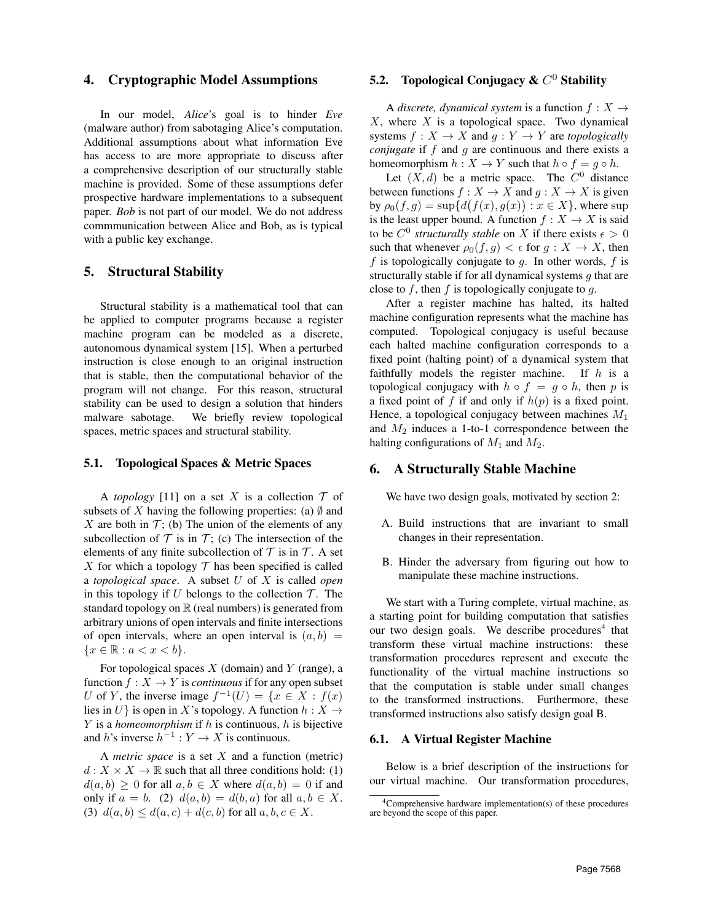## 4. Cryptographic Model Assumptions

In our model, *Alice*'s goal is to hinder *Eve* (malware author) from sabotaging Alice's computation. Additional assumptions about what information Eve has access to are more appropriate to discuss after a comprehensive description of our structurally stable machine is provided. Some of these assumptions defer prospective hardware implementations to a subsequent paper. *Bob* is not part of our model. We do not address commmunication between Alice and Bob, as is typical with a public key exchange.

## 5. Structural Stability

Structural stability is a mathematical tool that can be applied to computer programs because a register machine program can be modeled as a discrete, autonomous dynamical system [15]. When a perturbed instruction is close enough to an original instruction that is stable, then the computational behavior of the program will not change. For this reason, structural stability can be used to design a solution that hinders malware sabotage. We briefly review topological spaces, metric spaces and structural stability.

### 5.1. Topological Spaces & Metric Spaces

A *topology* [11] on a set $X$ is a collection $\mathcal{T}$ of subsets of $X$ having the following properties: (a) $\emptyset$ and $X$ are both in $\mathcal{T}$; (b) The union of the elements of any subcollection of $\mathcal{T}$ is in $\mathcal{T}$; (c) The intersection of the elements of any finite subcollection of $\mathcal{T}$ is in $\mathcal{T}$. A set $X$ for which a topology $\mathcal{T}$ has been specified is called a *topological space*. A subset $U$ of $X$ is called *open* in this topology if $U$ belongs to the collection $\mathcal{T}$. The standard topology on $\mathbb{R}$ (real numbers) is generated from arbitrary unions of open intervals and finite intersections of open intervals, where an open interval is $(a, b) = \{x \in \mathbb{R} : a < x < b\}$.

For topological spaces $X$ (domain) and $Y$ (range), a function $f : X \to Y$ is *continuous* if for any open subset $U$ of $Y$, the inverse image $f^{-1}(U) = \{x \in X : f(x)$ lies in $U\}$ is open in $X$'s topology. A function $h : X \to Y$ is a *homeomorphism* if $h$ is continuous, $h$ is bijective and $h$'s inverse $h^{-1} : Y \to X$ is continuous.

A *metric space* is a set $X$ and a function (metric) $d : X \times X \to \mathbb{R}$ such that all three conditions hold: (1) $d(a, b) \geq 0$ for all $a, b \in X$ where $d(a, b) = 0$ if and only if $a = b$. (2) $d(a, b) = d(b, a)$ for all $a, b \in X$. (3) $d(a, b) \leq d(a, c) + d(c, b)$ for all $a, b, c \in X$.

### 5.2. Topological Conjugacy & $C^0$ Stability

A *discrete, dynamical system* is a function $f : X \to X$, where $X$ is a topological space. Two dynamical systems $f : X \to X$ and $g : Y \to Y$ are *topologically conjugate* if $f$ and $g$ are continuous and there exists a homeomorphism $h : X \to Y$ such that $h \circ f = g \circ h$.

Let $(X, d)$ be a metric space. The $C^0$ distance between functions $f : X \to X$ and $g : X \to X$ is given by $\rho_0(f, g) = \sup\{d\big(f(x), g(x)\big) : x \in X\}$, where sup is the least upper bound. A function $f : X \to X$ is said to be $C^0$ *structurally stable* on $X$ if there exists $\epsilon > 0$ such that whenever $\rho_0(f, g) < \epsilon$ for $g : X \to X$, then $f$ is topologically conjugate to $g$. In other words, $f$ is structurally stable if for all dynamical systems $g$ that are close to $f$, then $f$ is topologically conjugate to $g$.

After a register machine has halted, its halted machine configuration represents what the machine has computed. Topological conjugacy is useful because each halted machine configuration corresponds to a fixed point (halting point) of a dynamical system that faithfully models the register machine. If $h$ is a topological conjugacy with $h \circ f = g \circ h$, then $p$ is a fixed point of $f$ if and only if $h(p)$ is a fixed point. Hence, a topological conjugacy between machines $M_1$ and $M_2$ induces a 1-to-1 correspondence between the halting configurations of $M_1$ and $M_2$.

## 6. A Structurally Stable Machine

We have two design goals, motivated by section 2:

A. Build instructions that are invariant to small changes in their representation.

B. Hinder the adversary from figuring out how to manipulate these machine instructions.

We start with a Turing complete, virtual machine, as a starting point for building computation that satisfies our two design goals. We describe procedures[4] that transform these virtual machine instructions: these transformation procedures represent and execute the functionality of the virtual machine instructions so that the computation is stable under small changes to the transformed instructions. Furthermore, these transformed instructions also satisfy design goal B.

### 6.1. A Virtual Register Machine

Below is a brief description of the instructions for our virtual machine. Our transformation procedures,

[4] Comprehensive hardware implementation(s) of these procedures are beyond the scope of this paper.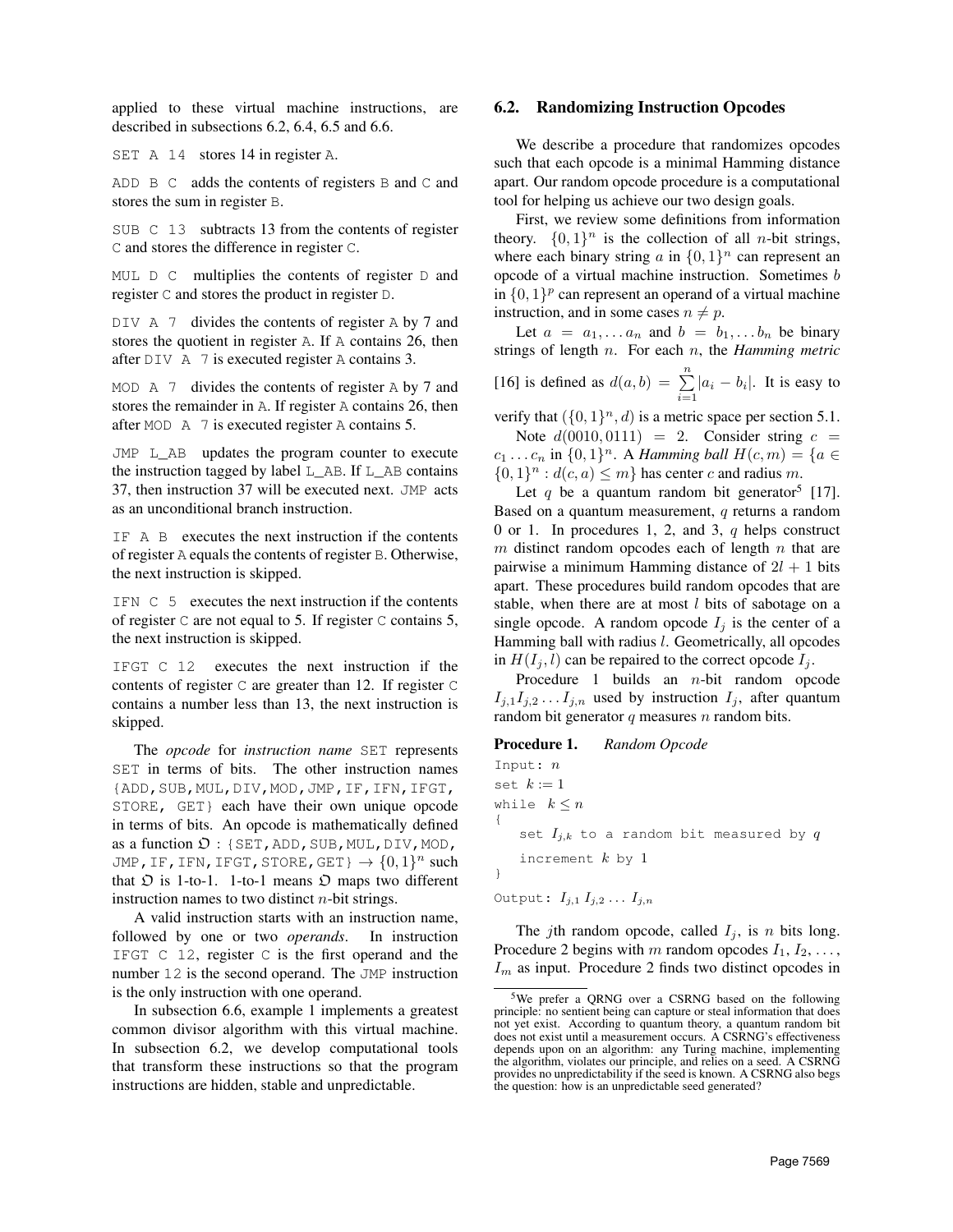applied to these virtual machine instructions, are described in subsections 6.2, 6.4, 6.5 and 6.6.

`SET A 14` stores 14 in register `A`.

`ADD B C` adds the contents of registers `B` and `C` and stores the sum in register `B`.

`SUB C 13` subtracts 13 from the contents of register `C` and stores the difference in register `C`.

`MUL D C` multiplies the contents of register `D` and register `C` and stores the product in register `D`.

`DIV A 7` divides the contents of register `A` by 7 and stores the quotient in register `A`. If `A` contains 26, then after `DIV A 7` is executed register `A` contains 3.

`MOD A 7` divides the contents of register `A` by 7 and stores the remainder in `A`. If register `A` contains 26, then after `MOD A 7` is executed register `A` contains 5.

`JMP L_AB` updates the program counter to execute the instruction tagged by label `L_AB`. If `L_AB` contains 37, then instruction 37 will be executed next. `JMP` acts as an unconditional branch instruction.

`IF A B` executes the next instruction if the contents of register `A` equals the contents of register `B`. Otherwise, the next instruction is skipped.

`IFN C 5` executes the next instruction if the contents of register `C` are not equal to 5. If register `C` contains 5, the next instruction is skipped.

`IFGT C 12` executes the next instruction if the contents of register `C` are greater than 12. If register `C` contains a number less than 13, the next instruction is skipped.

The *opcode* for *instruction name* `SET` represents `SET` in terms of bits. The other instruction names `{ADD, SUB, MUL, DIV, MOD, JMP, IF, IFN, IFGT, STORE, GET}` each have their own unique opcode in terms of bits. An opcode is mathematically defined as a function $\mathfrak{O}$ : `{SET, ADD, SUB, MUL, DIV, MOD, JMP, IF, IFN, IFGT, STORE, GET}` $\to \{0,1\}^n$ such that $\mathfrak{O}$ is 1-to-1. 1-to-1 means $\mathfrak{O}$ maps two different instruction names to two distinct $n$-bit strings.

A valid instruction starts with an instruction name, followed by one or two *operands*. In instruction `IFGT C 12`, register `C` is the first operand and the number `12` is the second operand. The `JMP` instruction is the only instruction with one operand.

In subsection 6.6, example 1 implements a greatest common divisor algorithm with this virtual machine. In subsection 6.2, we develop computational tools that transform these instructions so that the program instructions are hidden, stable and unpredictable.

## 6.2. Randomizing Instruction Opcodes

We describe a procedure that randomizes opcodes such that each opcode is a minimal Hamming distance apart. Our random opcode procedure is a computational tool for helping us achieve our two design goals.

First, we review some definitions from information theory. $\{0,1\}^n$ is the collection of all $n$-bit strings, where each binary string $a$ in $\{0,1\}^n$ can represent an opcode of a virtual machine instruction. Sometimes $b$ in $\{0,1\}^p$ can represent an operand of a virtual machine instruction, and in some cases $n \neq p$.

Let $a = a_1, \dots a_n$ and $b = b_1, \dots b_n$ be binary strings of length $n$. For each $n$, the ***Hamming metric*** [16] is defined as $d(a,b) = \sum_{i=1}^{n} |a_i - b_i|$. It is easy to verify that $(\{0,1\}^n, d)$ is a metric space per section 5.1.

Note $d(0010, 0111) = 2$. Consider string $c = c_1 \dots c_n$ in $\{0,1\}^n$. A ***Hamming ball*** $H(c,m) = \{a \in \{0,1\}^n : d(c,a) \leq m\}$ has center $c$ and radius $m$.

Let $q$ be a quantum random bit generator[5] [17]. Based on a quantum measurement, $q$ returns a random 0 or 1. In procedures 1, 2, and 3, $q$ helps construct $m$ distinct random opcodes each of length $n$ that are pairwise a minimum Hamming distance of $2l+1$ bits apart. These procedures build random opcodes that are stable, when there are at most $l$ bits of sabotage on a single opcode. A random opcode $I_j$ is the center of a Hamming ball with radius $l$. Geometrically, all opcodes in $H(I_j, l)$ can be repaired to the correct opcode $I_j$.

Procedure 1 builds an $n$-bit random opcode $I_{j,1} I_{j,2} \dots I_{j,n}$ used by instruction $I_j$, after quantum random bit generator $q$ measures $n$ random bits.

**Procedure 1.** *Random Opcode*

```
Input: n
set k := 1
while  k ≤ n
{
   set I_{j,k} to a random bit measured by q
   increment k by 1
}
Output: I_{j,1} I_{j,2} ... I_{j,n}
```

The $j$th random opcode, called $I_j$, is $n$ bits long. Procedure 2 begins with $m$ random opcodes $I_1, I_2, \dots, I_m$ as input. Procedure 2 finds two distinct opcodes in

[5] We prefer a QRNG over a CSRNG based on the following principle: no sentient being can capture or steal information that does not yet exist. According to quantum theory, a quantum random bit does not exist until a measurement occurs. A CSRNG's effectiveness depends upon on an algorithm: any Turing machine, implementing the algorithm, violates our principle, and relies on a seed. A CSRNG provides no unpredictability if the seed is known. A CSRNG also begs the question: how is an unpredictable seed generated?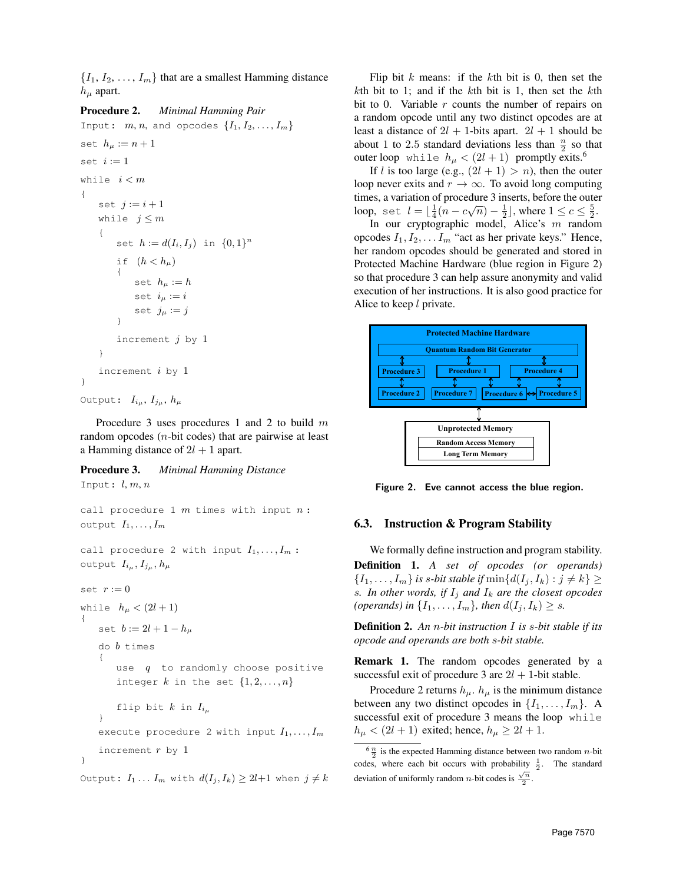$\{I_1, I_2, \ldots, I_m\}$ that are a smallest Hamming distance $h_\mu$ apart.

**Procedure 2.** *Minimal Hamming Pair*

```
Input: m, n, and opcodes {I_1, I_2, ..., I_m}
set h_μ := n + 1
set i := 1
while i < m
{
    set j := i + 1
    while j ≤ m
    {
        set h := d(I_i, I_j) in {0,1}^n
        if (h < h_μ)
        {
            set h_μ := h
            set i_μ := i
            set j_μ := j
        }
        increment j by 1
    }
    increment i by 1
}
Output: I_{i_μ}, I_{j_μ}, h_μ
```

Procedure 3 uses procedures 1 and 2 to build $m$ random opcodes ($n$-bit codes) that are pairwise at least a Hamming distance of $2l + 1$ apart.

**Procedure 3.** *Minimal Hamming Distance*

```
Input: l, m, n

call procedure 1 m times with input n :
output I_1, ..., I_m

call procedure 2 with input I_1, ..., I_m :
output I_{i_μ}, I_{j_μ}, h_μ

set r := 0
while h_μ < (2l + 1)
{
    set b := 2l + 1 − h_μ
    do b times
    {
        use q to randomly choose positive
        integer k in the set {1, 2, ..., n}

        flip bit k in I_{i_μ}
    }
    execute procedure 2 with input I_1, ..., I_m
    increment r by 1
}
Output: I_1 ... I_m with d(I_j, I_k) ≥ 2l+1 when j ≠ k
```

Flip bit $k$ means: if the $k$th bit is 0, then set the $k$th bit to 1; and if the $k$th bit is 1, then set the $k$th bit to 0. Variable $r$ counts the number of repairs on a random opcode until any two distinct opcodes are at least a distance of $2l + 1$-bits apart. $2l + 1$ should be about 1 to 2.5 standard deviations less than $\frac{n}{2}$ so that outer loop `while` $h_\mu < (2l + 1)$ promptly exits.[6]

If $l$ is too large (e.g., $(2l + 1) > n$), then the outer loop never exits and $r \to \infty$. To avoid long computing times, a variation of procedure 3 inserts, before the outer loop, `set` $l = \lfloor \frac{1}{4}(n - c\sqrt{n}) - \frac{1}{2} \rfloor$, where $1 \leq c \leq \frac{5}{2}$.

In our cryptographic model, Alice's $m$ random opcodes $I_1, I_2, \ldots I_m$ "act as her private keys." Hence, her random opcodes should be generated and stored in Protected Machine Hardware (blue region in Figure 2) so that procedure 3 can help assure anonymity and valid execution of her instructions. It is also good practice for Alice to keep $l$ private.

Protected Machine Hardware

Quantum Random Bit Generator

Procedure 3 | Procedure 1 | Procedure 4

Procedure 2 | Procedure 7 | Procedure 6 | Procedure 5

Unprotected Memory

Random Access Memory

Long Term Memory

**Figure 2. Eve cannot access the blue region.**

## 6.3. Instruction & Program Stability

We formally define instruction and program stability.

**Definition 1.** *A set of opcodes (or operands) $\{I_1, \ldots, I_m\}$ is $s$-bit stable if $\min\{d(I_j, I_k) : j \neq k\} \geq s$. In other words, if $I_j$ and $I_k$ are the closest opcodes (operands) in $\{I_1, \ldots, I_m\}$, then $d(I_j, I_k) \geq s$.*

**Definition 2.** *An $n$-bit instruction $I$ is $s$-bit stable if its opcode and operands are both $s$-bit stable.*

**Remark 1.** The random opcodes generated by a successful exit of procedure 3 are $2l + 1$-bit stable.

Procedure 2 returns $h_\mu$. $h_\mu$ is the minimum distance between any two distinct opcodes in $\{I_1, \ldots, I_m\}$. A successful exit of procedure 3 means the loop `while` $h_\mu < (2l + 1)$ exited; hence, $h_\mu \geq 2l + 1$.

[6] $\frac{n}{2}$ is the expected Hamming distance between two random $n$-bit codes, where each bit occurs with probability $\frac{1}{2}$. The standard deviation of uniformly random $n$-bit codes is $\frac{\sqrt{n}}{2}$.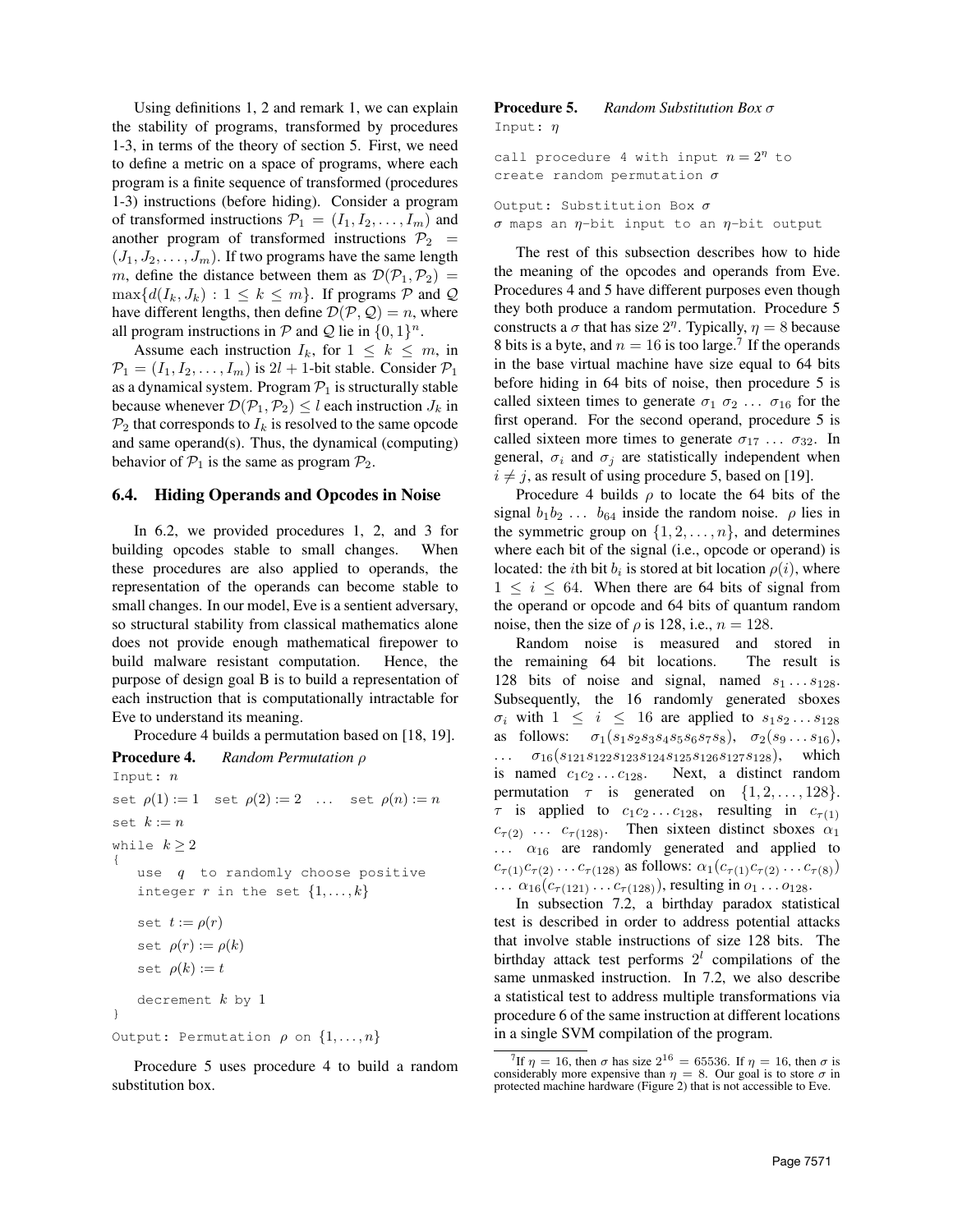Using definitions 1, 2 and remark 1, we can explain the stability of programs, transformed by procedures 1-3, in terms of the theory of section 5. First, we need to define a metric on a space of programs, where each program is a finite sequence of transformed (procedures 1-3) instructions (before hiding). Consider a program of transformed instructions $\mathcal{P}_1 = (I_1, I_2, \ldots, I_m)$ and another program of transformed instructions $\mathcal{P}_2 = (J_1, J_2, \ldots, J_m)$. If two programs have the same length $m$, define the distance between them as $\mathcal{D}(\mathcal{P}_1, \mathcal{P}_2) = \max\{d(I_k, J_k) : 1 \leq k \leq m\}$. If programs $\mathcal{P}$ and $\mathcal{Q}$ have different lengths, then define $\mathcal{D}(\mathcal{P}, \mathcal{Q}) = n$, where all program instructions in $\mathcal{P}$ and $\mathcal{Q}$ lie in $\{0, 1\}^n$.

Assume each instruction $I_k$, for $1 \leq k \leq m$, in $\mathcal{P}_1 = (I_1, I_2, \ldots, I_m)$ is $2l + 1$-bit stable. Consider $\mathcal{P}_1$ as a dynamical system. Program $\mathcal{P}_1$ is structurally stable because whenever $\mathcal{D}(\mathcal{P}_1, \mathcal{P}_2) \leq l$ each instruction $J_k$ in $\mathcal{P}_2$ that corresponds to $I_k$ is resolved to the same opcode and same operand(s). Thus, the dynamical (computing) behavior of $\mathcal{P}_1$ is the same as program $\mathcal{P}_2$.

### 6.4. Hiding Operands and Opcodes in Noise

In 6.2, we provided procedures 1, 2, and 3 for building opcodes stable to small changes. When these procedures are also applied to operands, the representation of the operands can become stable to small changes. In our model, Eve is a sentient adversary, so structural stability from classical mathematics alone does not provide enough mathematical firepower to build malware resistant computation. Hence, the purpose of design goal B is to build a representation of each instruction that is computationally intractable for Eve to understand its meaning.

Procedure 4 builds a permutation based on [18, 19].

**Procedure 4.** *Random Permutation* $\rho$

```
Input: n

set ρ(1) := 1   set ρ(2) := 2   ...   set ρ(n) := n
set k := n
while k ≥ 2
{
   use q to randomly choose positive
   integer r in the set {1,...,k}

   set t := ρ(r)
   set ρ(r) := ρ(k)
   set ρ(k) := t

   decrement k by 1
}
Output: Permutation ρ on {1,...,n}
```

Procedure 5 uses procedure 4 to build a random substitution box.

**Procedure 5.** *Random Substitution Box* $\sigma$

```
Input: η

call procedure 4 with input n = 2^η to
create random permutation σ

Output: Substitution Box σ
σ maps an η-bit input to an η-bit output
```

The rest of this subsection describes how to hide the meaning of the opcodes and operands from Eve. Procedures 4 and 5 have different purposes even though they both produce a random permutation. Procedure 5 constructs a $\sigma$ that has size $2^\eta$. Typically, $\eta = 8$ because 8 bits is a byte, and $n = 16$ is too large.[7] If the operands in the base virtual machine have size equal to 64 bits before hiding in 64 bits of noise, then procedure 5 is called sixteen times to generate $\sigma_1\ \sigma_2\ \ldots\ \sigma_{16}$ for the first operand. For the second operand, procedure 5 is called sixteen more times to generate $\sigma_{17}\ \ldots\ \sigma_{32}$. In general, $\sigma_i$ and $\sigma_j$ are statistically independent when $i \neq j$, as result of using procedure 5, based on [19].

Procedure 4 builds $\rho$ to locate the 64 bits of the signal $b_1 b_2\ \ldots\ b_{64}$ inside the random noise. $\rho$ lies in the symmetric group on $\{1, 2, \ldots, n\}$, and determines where each bit of the signal (i.e., opcode or operand) is located: the $i$th bit $b_i$ is stored at bit location $\rho(i)$, where $1 \leq i \leq 64$. When there are 64 bits of signal from the operand or opcode and 64 bits of quantum random noise, then the size of $\rho$ is 128, i.e., $n = 128$.

Random noise is measured and stored in the remaining 64 bit locations. The result is 128 bits of noise and signal, named $s_1 \ldots s_{128}$. Subsequently, the 16 randomly generated sboxes $\sigma_i$ with $1 \leq i \leq 16$ are applied to $s_1 s_2 \ldots s_{128}$ as follows: $\sigma_1(s_1 s_2 s_3 s_4 s_5 s_6 s_7 s_8)$, $\sigma_2(s_9 \ldots s_{16})$, $\ldots$ $\sigma_{16}(s_{121} s_{122} s_{123} s_{124} s_{125} s_{126} s_{127} s_{128})$, which is named $c_1 c_2 \ldots c_{128}$. Next, a distinct random permutation $\tau$ is generated on $\{1, 2, \ldots, 128\}$. $\tau$ is applied to $c_1 c_2 \ldots c_{128}$, resulting in $c_{\tau(1)}\ c_{\tau(2)}\ \ldots\ c_{\tau(128)}$. Then sixteen distinct sboxes $\alpha_1\ \ldots\ \alpha_{16}$ are randomly generated and applied to $c_{\tau(1)} c_{\tau(2)} \ldots c_{\tau(128)}$ as follows: $\alpha_1(c_{\tau(1)} c_{\tau(2)} \ldots c_{\tau(8)})$ $\ldots$ $\alpha_{16}(c_{\tau(121)} \ldots c_{\tau(128)})$, resulting in $o_1 \ldots o_{128}$.

In subsection 7.2, a birthday paradox statistical test is described in order to address potential attacks that involve stable instructions of size 128 bits. The birthday attack test performs $2^l$ compilations of the same unmasked instruction. In 7.2, we also describe a statistical test to address multiple transformations via procedure 6 of the same instruction at different locations in a single SVM compilation of the program.

[7] If $\eta = 16$, then $\sigma$ has size $2^{16} = 65536$. If $\eta = 16$, then $\sigma$ is considerably more expensive than $\eta = 8$. Our goal is to store $\sigma$ in protected machine hardware (Figure 2) that is not accessible to Eve.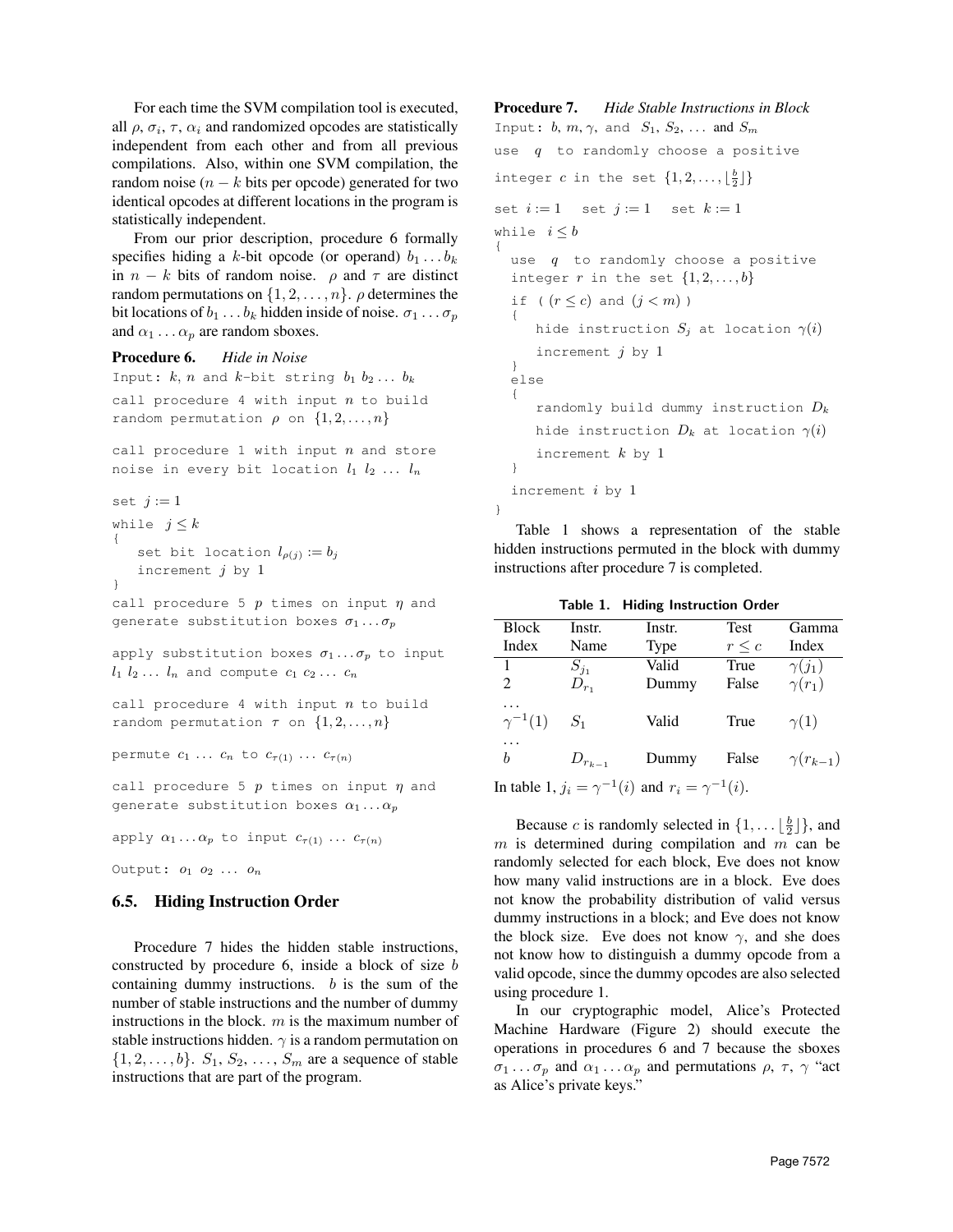For each time the SVM compilation tool is executed, all $\rho$, $\sigma_i$, $\tau$, $\alpha_i$ and randomized opcodes are statistically independent from each other and from all previous compilations. Also, within one SVM compilation, the random noise ($n - k$ bits per opcode) generated for two identical opcodes at different locations in the program is statistically independent.

From our prior description, procedure 6 formally specifies hiding a $k$-bit opcode (or operand) $b_1 \dots b_k$ in $n - k$ bits of random noise. $\rho$ and $\tau$ are distinct random permutations on $\{1, 2, \dots, n\}$. $\rho$ determines the bit locations of $b_1 \dots b_k$ hidden inside of noise. $\sigma_1 \dots \sigma_p$ and $\alpha_1 \dots \alpha_p$ are random sboxes.

**Procedure 6.** *Hide in Noise*

```
Input: k, n and k-bit string b_1 b_2 ... b_k
call procedure 4 with input n to build
random permutation ρ on {1,2,...,n}

call procedure 1 with input n and store
noise in every bit location l_1 l_2 ... l_n

set j := 1
while j ≤ k
{
   set bit location l_ρ(j) := b_j
   increment j by 1
}
call procedure 5 p times on input η and
generate substitution boxes σ_1 ... σ_p

apply substitution boxes σ_1 ... σ_p to input
l_1 l_2 ... l_n and compute c_1 c_2 ... c_n

call procedure 4 with input n to build
random permutation τ on {1,2,...,n}

permute c_1 ... c_n to c_τ(1) ... c_τ(n)

call procedure 5 p times on input η and
generate substitution boxes α_1 ... α_p

apply α_1 ... α_p to input c_τ(1) ... c_τ(n)

Output: o_1 o_2 ... o_n
```

## 6.5. Hiding Instruction Order

Procedure 7 hides the hidden stable instructions, constructed by procedure 6, inside a block of size $b$ containing dummy instructions. $b$ is the sum of the number of stable instructions and the number of dummy instructions in the block. $m$ is the maximum number of stable instructions hidden. $\gamma$ is a random permutation on $\{1, 2, \dots, b\}$. $S_1, S_2, \dots, S_m$ are a sequence of stable instructions that are part of the program.

**Procedure 7.** *Hide Stable Instructions in Block*

```
Input: b, m, γ, and S_1, S_2, ... and S_m
use q to randomly choose a positive
integer c in the set {1,2,...,⌊b/2⌋}

set i := 1   set j := 1   set k := 1
while i ≤ b
{
  use q to randomly choose a positive
  integer r in the set {1,2,...,b}
  if ( (r ≤ c) and (j < m) )
  {
     hide instruction S_j at location γ(i)
     increment j by 1
  }
  else
  {
     randomly build dummy instruction D_k
     hide instruction D_k at location γ(i)
     increment k by 1
  }
  increment i by 1
}
```

Table 1 shows a representation of the stable hidden instructions permuted in the block with dummy instructions after procedure 7 is completed.

**Table 1. Hiding Instruction Order**

| Block Index | Instr. Name | Instr. Type | Test $r \le c$ | Gamma Index |
|---|---|---|---|---|
| 1 | $S_{j_1}$ | Valid | True | $\gamma(j_1)$ |
| 2 | $D_{r_1}$ | Dummy | False | $\gamma(r_1)$ |
| ... | | | | |
| $\gamma^{-1}(1)$ | $S_1$ | Valid | True | $\gamma(1)$ |
| ... | | | | |
| $b$ | $D_{r_{k-1}}$ | Dummy | False | $\gamma(r_{k-1})$ |

In table 1, $j_i = \gamma^{-1}(i)$ and $r_i = \gamma^{-1}(i)$.

Because $c$ is randomly selected in $\{1, \dots \lfloor \frac{b}{2} \rfloor\}$, and $m$ is determined during compilation and $m$ can be randomly selected for each block, Eve does not know how many valid instructions are in a block. Eve does not know the probability distribution of valid versus dummy instructions in a block; and Eve does not know the block size. Eve does not know $\gamma$, and she does not know how to distinguish a dummy opcode from a valid opcode, since the dummy opcodes are also selected using procedure 1.

In our cryptographic model, Alice's Protected Machine Hardware (Figure 2) should execute the operations in procedures 6 and 7 because the sboxes $\sigma_1 \dots \sigma_p$ and $\alpha_1 \dots \alpha_p$ and permutations $\rho$, $\tau$, $\gamma$ "act as Alice's private keys."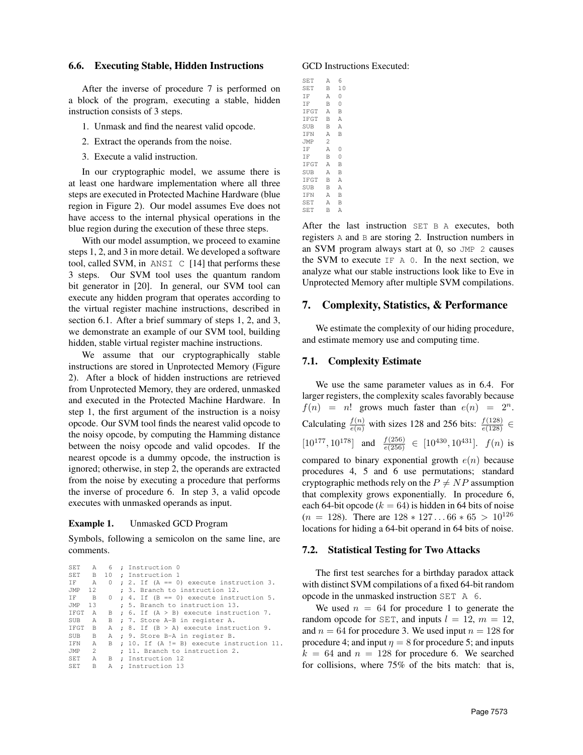### 6.6. Executing Stable, Hidden Instructions

After the inverse of procedure 7 is performed on a block of the program, executing a stable, hidden instruction consists of 3 steps.

1. Unmask and find the nearest valid opcode.
2. Extract the operands from the noise.
3. Execute a valid instruction.

In our cryptographic model, we assume there is at least one hardware implementation where all three steps are executed in Protected Machine Hardware (blue region in Figure 2). Our model assumes Eve does not have access to the internal physical operations in the blue region during the execution of these three steps.

With our model assumption, we proceed to examine steps 1, 2, and 3 in more detail. We developed a software tool, called SVM, in ANSI C [14] that performs these 3 steps. Our SVM tool uses the quantum random bit generator in [20]. In general, our SVM tool can execute any hidden program that operates according to the virtual register machine instructions, described in section 6.1. After a brief summary of steps 1, 2, and 3, we demonstrate an example of our SVM tool, building hidden, stable virtual register machine instructions.

We assume that our cryptographically stable instructions are stored in Unprotected Memory (Figure 2). After a block of hidden instructions are retrieved from Unprotected Memory, they are ordered, unmasked and executed in the Protected Machine Hardware. In step 1, the first argument of the instruction is a noisy opcode. Our SVM tool finds the nearest valid opcode to the noisy opcode, by computing the Hamming distance between the noisy opcode and valid opcodes. If the nearest opcode is a dummy opcode, the instruction is ignored; otherwise, in step 2, the operands are extracted from the noise by executing a procedure that performs the inverse of procedure 6. In step 3, a valid opcode executes with unmasked operands as input.

**Example 1.** Unmasked GCD Program

Symbols, following a semicolon on the same line, are comments.

```
SET   A   6  ; Instruction 0
SET   B  10  ; Instruction 1
IF    A   0  ; 2. If (A == 0) execute instruction 3.
JMP  12      ; 3. Branch to instruction 12.
IF    B   0  ; 4. If (B == 0) execute instruction 5.
JMP  13      ; 5. Branch to instruction 13.
IFGT  A   B  ; 6. If (A > B) execute instruction 7.
SUB   A   B  ; 7. Store A-B in register A.
IFGT  B   A  ; 8. If (B > A) execute instruction 9.
SUB   B   A  ; 9. Store B-A in register B.
IFN   A   B  ; 10. If (A != B) execute instruction 11.
JMP   2      ; 11. Branch to instruction 2.
SET   A   B  ; Instruction 12
SET   B   A  ; Instruction 13
```

GCD Instructions Executed:

```
SET   A  6
SET   B  10
IF    A  0
IF    B  0
IFGT  A  B
IFGT  B  A
SUB   B  A
IFN   A  B
JMP   2
IF    A  0
IF    B  0
IFGT  A  B
SUB   A  B
IFGT  B  A
SUB   B  A
IFN   A  B
SET   A  B
SET   B  A
```

After the last instruction SET B A executes, both registers A and B are storing 2. Instruction numbers in an SVM program always start at 0, so JMP 2 causes the SVM to execute IF A 0. In the next section, we analyze what our stable instructions look like to Eve in Unprotected Memory after multiple SVM compilations.

## 7. Complexity, Statistics, & Performance

We estimate the complexity of our hiding procedure, and estimate memory use and computing time.

### 7.1. Complexity Estimate

We use the same parameter values as in 6.4. For larger registers, the complexity scales favorably because $f(n) = n!$ grows much faster than $e(n) = 2^n$. Calculating $\frac{f(n)}{e(n)}$ with sizes 128 and 256 bits: $\frac{f(128)}{e(128)} \in [10^{177}, 10^{178}]$ and $\frac{f(256)}{e(256)} \in [10^{430}, 10^{431}]$. $f(n)$ is compared to binary exponential growth $e(n)$ because procedures 4, 5 and 6 use permutations; standard cryptographic methods rely on the $P \neq NP$ assumption that complexity grows exponentially. In procedure 6, each 64-bit opcode ($k = 64$) is hidden in 64 bits of noise ($n = 128$). There are $128 * 127 \ldots 66 * 65 > 10^{126}$ locations for hiding a 64-bit operand in 64 bits of noise.

### 7.2. Statistical Testing for Two Attacks

The first test searches for a birthday paradox attack with distinct SVM compilations of a fixed 64-bit random opcode in the unmasked instruction SET A 6.

We used $n = 64$ for procedure 1 to generate the random opcode for SET, and inputs $l = 12$, $m = 12$, and $n = 64$ for procedure 3. We used input $n = 128$ for procedure 4; and input $\eta = 8$ for procedure 5; and inputs $k = 64$ and $n = 128$ for procedure 6. We searched for collisions, where 75% of the bits match: that is,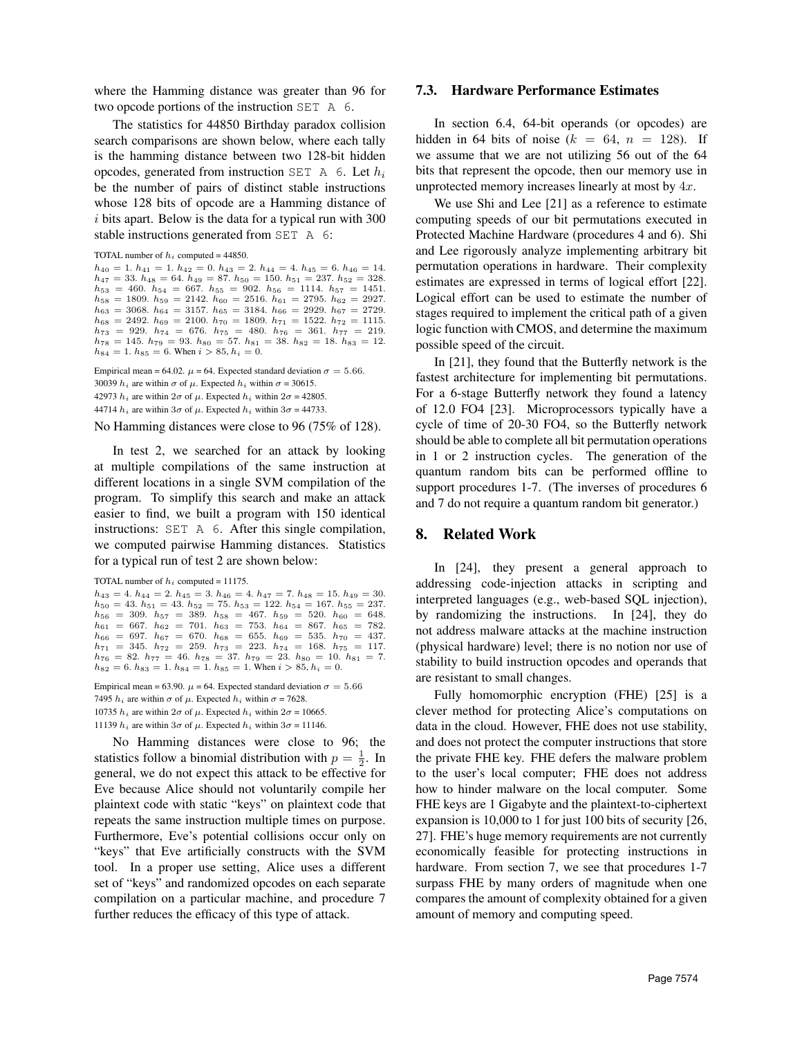where the Hamming distance was greater than 96 for two opcode portions of the instruction `SET A 6`.

The statistics for 44850 Birthday paradox collision search comparisons are shown below, where each tally is the hamming distance between two 128-bit hidden opcodes, generated from instruction `SET A 6`. Let $h_i$ be the number of pairs of distinct stable instructions whose 128 bits of opcode are a Hamming distance of $i$ bits apart. Below is the data for a typical run with 300 stable instructions generated from `SET A 6`:

TOTAL number of $h_i$ computed = 44850.
$h_{40} = 1$. $h_{41} = 1$. $h_{42} = 0$. $h_{43} = 2$. $h_{44} = 4$. $h_{45} = 6$. $h_{46} = 14$. $h_{47} = 33$. $h_{48} = 64$. $h_{49} = 87$. $h_{50} = 150$. $h_{51} = 237$. $h_{52} = 328$. $h_{53} = 460$. $h_{54} = 667$. $h_{55} = 902$. $h_{56} = 1114$. $h_{57} = 1451$. $h_{58} = 1809$. $h_{59} = 2142$. $h_{60} = 2516$. $h_{61} = 2795$. $h_{62} = 2927$. $h_{63} = 3068$. $h_{64} = 3157$. $h_{65} = 3184$. $h_{66} = 2929$. $h_{67} = 2729$. $h_{68} = 2492$. $h_{69} = 2100$. $h_{70} = 1809$. $h_{71} = 1522$. $h_{72} = 1115$. $h_{73} = 929$. $h_{74} = 676$. $h_{75} = 480$. $h_{76} = 361$. $h_{77} = 219$. $h_{78} = 145$. $h_{79} = 93$. $h_{80} = 57$. $h_{81} = 38$. $h_{82} = 18$. $h_{83} = 12$. $h_{84} = 1$. $h_{85} = 6$. When $i > 85$, $h_i = 0$.

Empirical mean = 64.02. $\mu$ = 64. Expected standard deviation $\sigma = 5.66$.
30039 $h_i$ are within $\sigma$ of $\mu$. Expected $h_i$ within $\sigma$ = 30615.
42973 $h_i$ are within $2\sigma$ of $\mu$. Expected $h_i$ within $2\sigma$ = 42805.
44714 $h_i$ are within $3\sigma$ of $\mu$. Expected $h_i$ within $3\sigma$ = 44733.

No Hamming distances were close to 96 (75% of 128).

In test 2, we searched for an attack by looking at multiple compilations of the same instruction at different locations in a single SVM compilation of the program. To simplify this search and make an attack easier to find, we built a program with 150 identical instructions: `SET A 6`. After this single compilation, we computed pairwise Hamming distances. Statistics for a typical run of test 2 are shown below:

TOTAL number of $h_i$ computed = 11175.
$h_{43} = 4$. $h_{44} = 2$. $h_{45} = 3$. $h_{46} = 4$. $h_{47} = 7$. $h_{48} = 15$. $h_{49} = 30$. $h_{50} = 43$. $h_{51} = 43$. $h_{52} = 75$. $h_{53} = 122$. $h_{54} = 167$. $h_{55} = 237$. $h_{56} = 309$. $h_{57} = 389$. $h_{58} = 467$. $h_{59} = 520$. $h_{60} = 648$. $h_{61} = 667$. $h_{62} = 701$. $h_{63} = 753$. $h_{64} = 867$. $h_{65} = 782$. $h_{66} = 697$. $h_{67} = 670$. $h_{68} = 655$. $h_{69} = 535$. $h_{70} = 437$. $h_{71} = 345$. $h_{72} = 259$. $h_{73} = 223$. $h_{74} = 168$. $h_{75} = 117$. $h_{76} = 82$. $h_{77} = 46$. $h_{78} = 37$. $h_{79} = 23$. $h_{80} = 10$. $h_{81} = 7$. $h_{82} = 6$. $h_{83} = 1$. $h_{84} = 1$. $h_{85} = 1$. When $i > 85$, $h_i = 0$.

Empirical mean = 63.90. $\mu$ = 64. Expected standard deviation $\sigma = 5.66$
7495 $h_i$ are within $\sigma$ of $\mu$. Expected $h_i$ within $\sigma$ = 7628.
10735 $h_i$ are within $2\sigma$ of $\mu$. Expected $h_i$ within $2\sigma$ = 10665.
11139 $h_i$ are within $3\sigma$ of $\mu$. Expected $h_i$ within $3\sigma$ = 11146.

No Hamming distances were close to 96; the statistics follow a binomial distribution with $p = \frac{1}{2}$. In general, we do not expect this attack to be effective for Eve because Alice should not voluntarily compile her plaintext code with static "keys" on plaintext code that repeats the same instruction multiple times on purpose. Furthermore, Eve's potential collisions occur only on "keys" that Eve artificially constructs with the SVM tool. In a proper use setting, Alice uses a different set of "keys" and randomized opcodes on each separate compilation on a particular machine, and procedure 7 further reduces the efficacy of this type of attack.

### 7.3. Hardware Performance Estimates

In section 6.4, 64-bit operands (or opcodes) are hidden in 64 bits of noise ($k = 64$, $n = 128$). If we assume that we are not utilizing 56 out of the 64 bits that represent the opcode, then our memory use in unprotected memory increases linearly at most by $4x$.

We use Shi and Lee [21] as a reference to estimate computing speeds of our bit permutations executed in Protected Machine Hardware (procedures 4 and 6). Shi and Lee rigorously analyze implementing arbitrary bit permutation operations in hardware. Their complexity estimates are expressed in terms of logical effort [22]. Logical effort can be used to estimate the number of stages required to implement the critical path of a given logic function with CMOS, and determine the maximum possible speed of the circuit.

In [21], they found that the Butterfly network is the fastest architecture for implementing bit permutations. For a 6-stage Butterfly network they found a latency of 12.0 FO4 [23]. Microprocessors typically have a cycle of time of 20-30 FO4, so the Butterfly network should be able to complete all bit permutation operations in 1 or 2 instruction cycles. The generation of the quantum random bits can be performed offline to support procedures 1-7. (The inverses of procedures 6 and 7 do not require a quantum random bit generator.)

## 8. Related Work

In [24], they present a general approach to addressing code-injection attacks in scripting and interpreted languages (e.g., web-based SQL injection), by randomizing the instructions. In [24], they do not address malware attacks at the machine instruction (physical hardware) level; there is no notion nor use of stability to build instruction opcodes and operands that are resistant to small changes.

Fully homomorphic encryption (FHE) [25] is a clever method for protecting Alice's computations on data in the cloud. However, FHE does not use stability, and does not protect the computer instructions that store the private FHE key. FHE defers the malware problem to the user's local computer; FHE does not address how to hinder malware on the local computer. Some FHE keys are 1 Gigabyte and the plaintext-to-ciphertext expansion is 10,000 to 1 for just 100 bits of security [26, 27]. FHE's huge memory requirements are not currently economically feasible for protecting instructions in hardware. From section 7, we see that procedures 1-7 surpass FHE by many orders of magnitude when one compares the amount of complexity obtained for a given amount of memory and computing speed.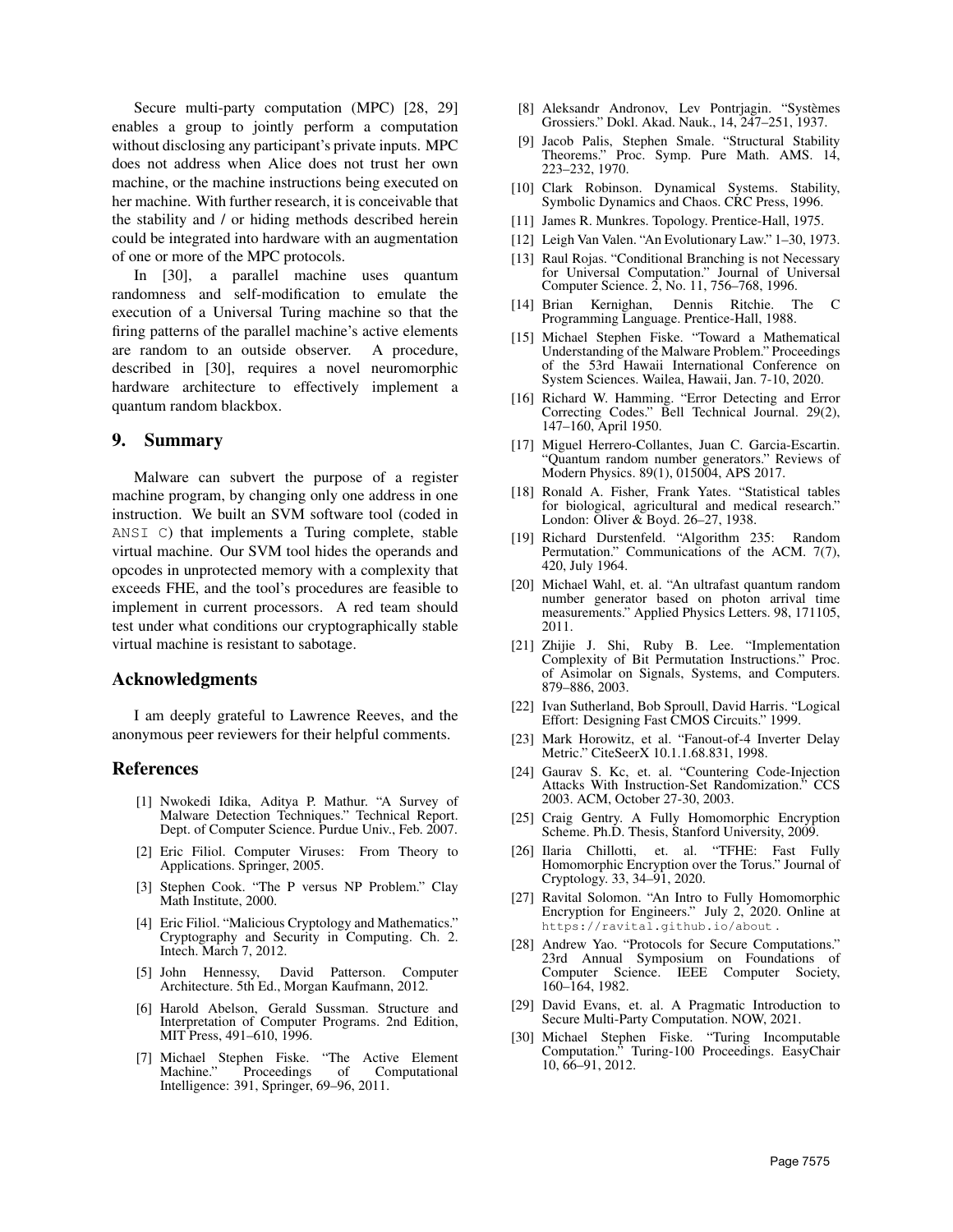Secure multi-party computation (MPC) [28, 29] enables a group to jointly perform a computation without disclosing any participant's private inputs. MPC does not address when Alice does not trust her own machine, or the machine instructions being executed on her machine. With further research, it is conceivable that the stability and / or hiding methods described herein could be integrated into hardware with an augmentation of one or more of the MPC protocols.

In [30], a parallel machine uses quantum randomness and self-modification to emulate the execution of a Universal Turing machine so that the firing patterns of the parallel machine's active elements are random to an outside observer. A procedure, described in [30], requires a novel neuromorphic hardware architecture to effectively implement a quantum random blackbox.

## 9. Summary

Malware can subvert the purpose of a register machine program, by changing only one address in one instruction. We built an SVM software tool (coded in `ANSI C`) that implements a Turing complete, stable virtual machine. Our SVM tool hides the operands and opcodes in unprotected memory with a complexity that exceeds FHE, and the tool's procedures are feasible to implement in current processors. A red team should test under what conditions our cryptographically stable virtual machine is resistant to sabotage.

## Acknowledgments

I am deeply grateful to Lawrence Reeves, and the anonymous peer reviewers for their helpful comments.

## References

[1] Nwokedi Idika, Aditya P. Mathur. "A Survey of Malware Detection Techniques." Technical Report. Dept. of Computer Science. Purdue Univ., Feb. 2007.

[2] Eric Filiol. Computer Viruses: From Theory to Applications. Springer, 2005.

[3] Stephen Cook. "The P versus NP Problem." Clay Math Institute, 2000.

[4] Eric Filiol. "Malicious Cryptology and Mathematics." Cryptography and Security in Computing. Ch. 2. Intech. March 7, 2012.

[5] John Hennessy, David Patterson. Computer Architecture. 5th Ed., Morgan Kaufmann, 2012.

[6] Harold Abelson, Gerald Sussman. Structure and Interpretation of Computer Programs. 2nd Edition, MIT Press, 491–610, 1996.

[7] Michael Stephen Fiske. "The Active Element Machine." Proceedings of Computational Intelligence: 391, Springer, 69–96, 2011.

[8] Aleksandr Andronov, Lev Pontrjagin. "Systèmes Grossiers." Dokl. Akad. Nauk., 14, 247–251, 1937.

[9] Jacob Palis, Stephen Smale. "Structural Stability Theorems." Proc. Symp. Pure Math. AMS. 14, 223–232, 1970.

[10] Clark Robinson. Dynamical Systems. Stability, Symbolic Dynamics and Chaos. CRC Press, 1996.

[11] James R. Munkres. Topology. Prentice-Hall, 1975.

[12] Leigh Van Valen. "An Evolutionary Law." 1–30, 1973.

[13] Raul Rojas. "Conditional Branching is not Necessary for Universal Computation." Journal of Universal Computer Science. 2, No. 11, 756–768, 1996.

[14] Brian Kernighan, Dennis Ritchie. The C Programming Language. Prentice-Hall, 1988.

[15] Michael Stephen Fiske. "Toward a Mathematical Understanding of the Malware Problem." Proceedings of the 53rd Hawaii International Conference on System Sciences. Wailea, Hawaii, Jan. 7-10, 2020.

[16] Richard W. Hamming. "Error Detecting and Error Correcting Codes." Bell Technical Journal. 29(2), 147–160, April 1950.

[17] Miguel Herrero-Collantes, Juan C. Garcia-Escartin. "Quantum random number generators." Reviews of Modern Physics. 89(1), 015004, APS 2017.

[18] Ronald A. Fisher, Frank Yates. "Statistical tables for biological, agricultural and medical research." London: Oliver & Boyd. 26–27, 1938.

[19] Richard Durstenfeld. "Algorithm 235: Random Permutation." Communications of the ACM. 7(7), 420, July 1964.

[20] Michael Wahl, et. al. "An ultrafast quantum random number generator based on photon arrival time measurements." Applied Physics Letters. 98, 171105, 2011.

[21] Zhijie J. Shi, Ruby B. Lee. "Implementation Complexity of Bit Permutation Instructions." Proc. of Asimolar on Signals, Systems, and Computers. 879–886, 2003.

[22] Ivan Sutherland, Bob Sproull, David Harris. "Logical Effort: Designing Fast CMOS Circuits." 1999.

[23] Mark Horowitz, et al. "Fanout-of-4 Inverter Delay Metric." CiteSeerX 10.1.1.68.831, 1998.

[24] Gaurav S. Kc, et. al. "Countering Code-Injection Attacks With Instruction-Set Randomization." CCS 2003. ACM, October 27-30, 2003.

[25] Craig Gentry. A Fully Homomorphic Encryption Scheme. Ph.D. Thesis, Stanford University, 2009.

[26] Ilaria Chillotti, et. al. "TFHE: Fast Fully Homomorphic Encryption over the Torus." Journal of Cryptology. 33, 34–91, 2020.

[27] Ravital Solomon. "An Intro to Fully Homomorphic Encryption for Engineers." July 2, 2020. Online at `https://ravital.github.io/about`.

[28] Andrew Yao. "Protocols for Secure Computations." 23rd Annual Symposium on Foundations of Computer Science. IEEE Computer Society, 160–164, 1982.

[29] David Evans, et. al. A Pragmatic Introduction to Secure Multi-Party Computation. NOW, 2021.

[30] Michael Stephen Fiske. "Turing Incomputable Computation." Turing-100 Proceedings. EasyChair 10, 66–91, 2012.